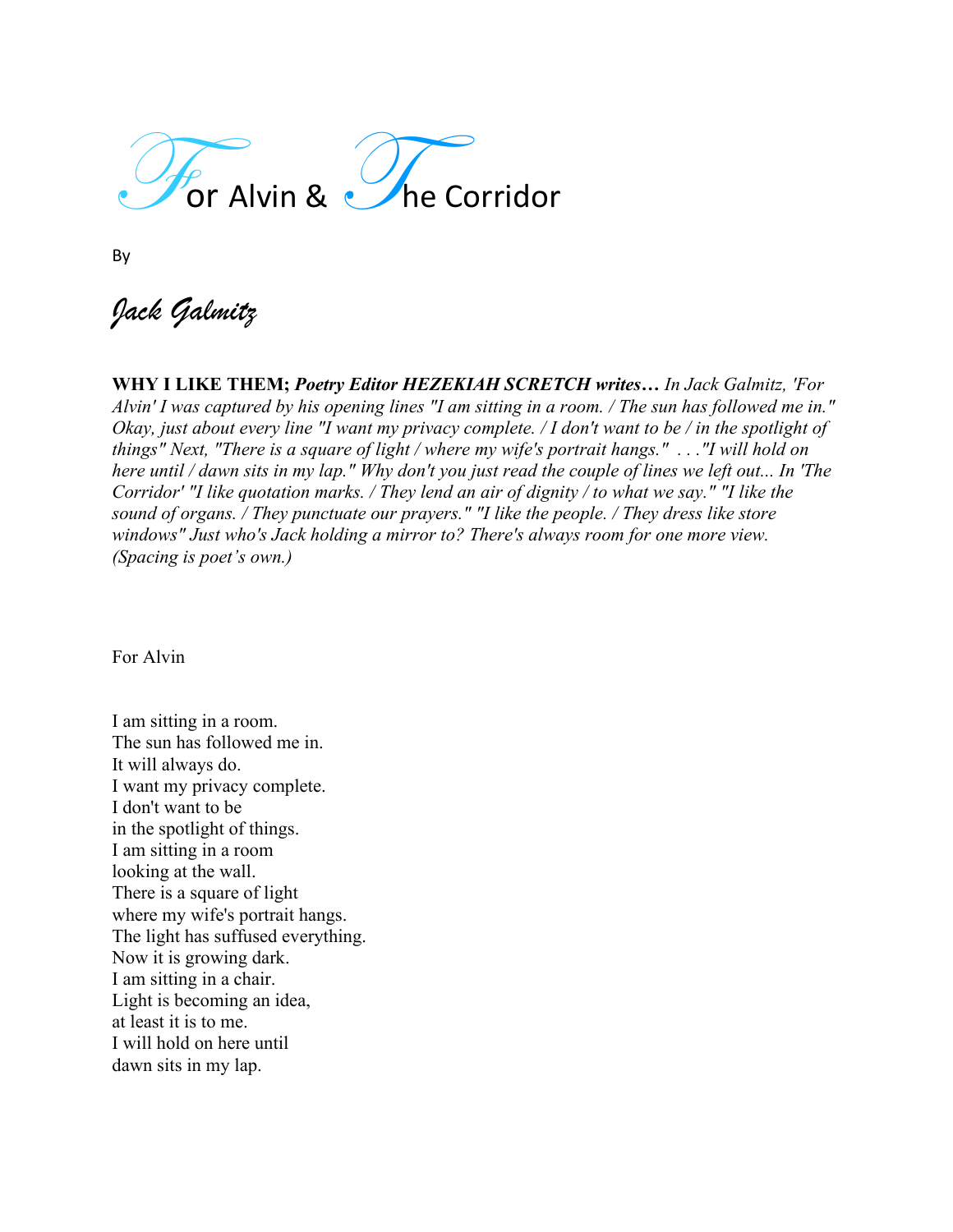# For Alvin & The Corridor

By

*Jack Galmitz*

**WHY I LIKE THEM;** ***Poetry Editor HEZEKIAH SCRETCH writes…*** *In Jack Galmitz, 'For Alvin' I was captured by his opening lines "I am sitting in a room. / The sun has followed me in." Okay, just about every line "I want my privacy complete. / I don't want to be / in the spotlight of things" Next, "There is a square of light / where my wife's portrait hangs." . . ."I will hold on here until / dawn sits in my lap." Why don't you just read the couple of lines we left out... In 'The Corridor' "I like quotation marks. / They lend an air of dignity / to what we say." "I like the sound of organs. / They punctuate our prayers." "I like the people. / They dress like store windows" Just who's Jack holding a mirror to? There's always room for one more view. (Spacing is poet's own.)*

For Alvin

I am sitting in a room.  
The sun has followed me in.  
It will always do.  
I want my privacy complete.  
I don't want to be  
in the spotlight of things.  
I am sitting in a room  
looking at the wall.  
There is a square of light  
where my wife's portrait hangs.  
The light has suffused everything.  
Now it is growing dark.  
I am sitting in a chair.  
Light is becoming an idea,  
at least it is to me.  
I will hold on here until  
dawn sits in my lap.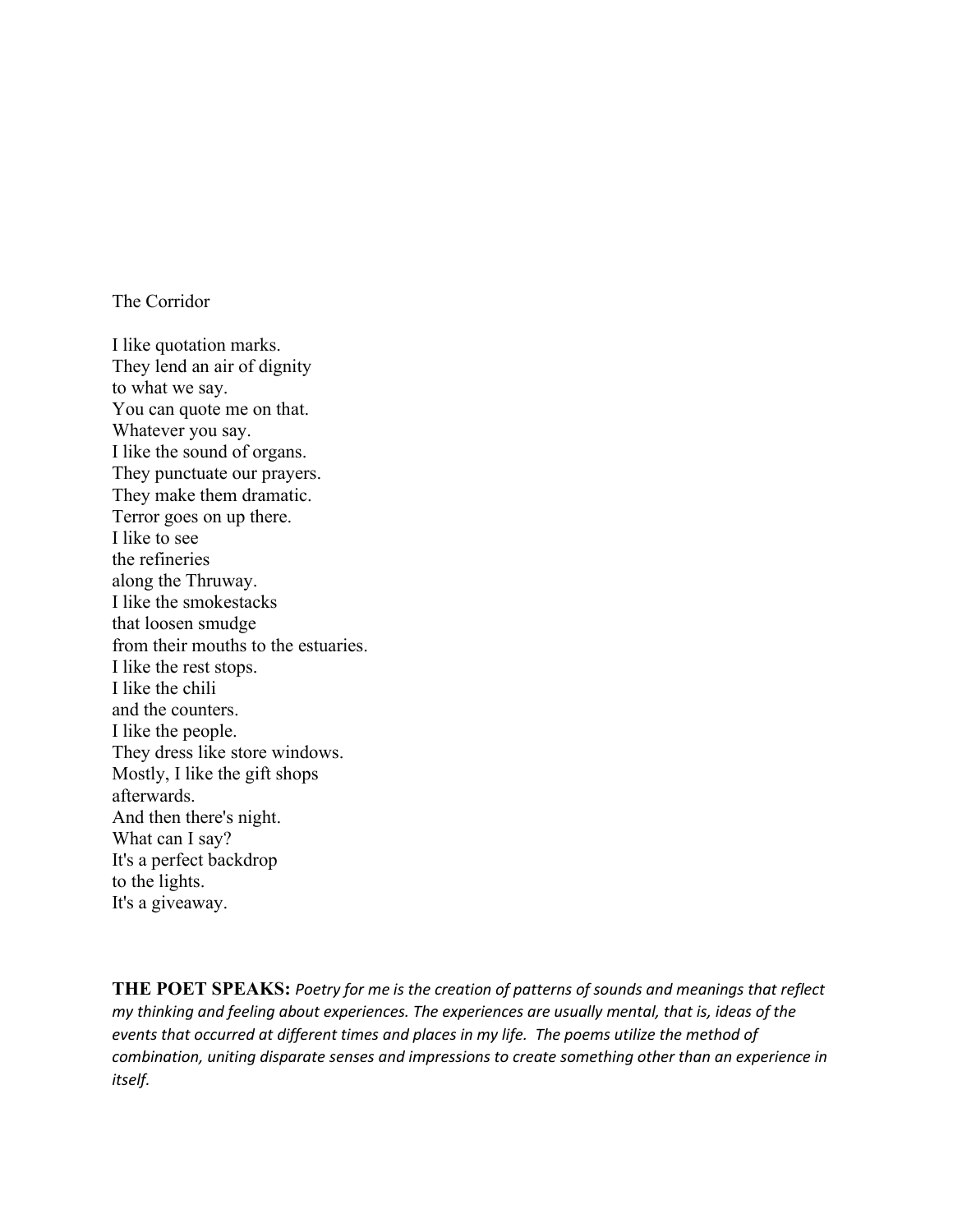## The Corridor

I like quotation marks.  
They lend an air of dignity  
to what we say.  
You can quote me on that.  
Whatever you say.  
I like the sound of organs.  
They punctuate our prayers.  
They make them dramatic.  
Terror goes on up there.  
I like to see  
the refineries  
along the Thruway.  
I like the smokestacks  
that loosen smudge  
from their mouths to the estuaries.  
I like the rest stops.  
I like the chili  
and the counters.  
I like the people.  
They dress like store windows.  
Mostly, I like the gift shops  
afterwards.  
And then there's night.  
What can I say?  
It's a perfect backdrop  
to the lights.  
It's a giveaway.

**THE POET SPEAKS:** *Poetry for me is the creation of patterns of sounds and meanings that reflect my thinking and feeling about experiences. The experiences are usually mental, that is, ideas of the events that occurred at different times and places in my life. The poems utilize the method of combination, uniting disparate senses and impressions to create something other than an experience in itself.*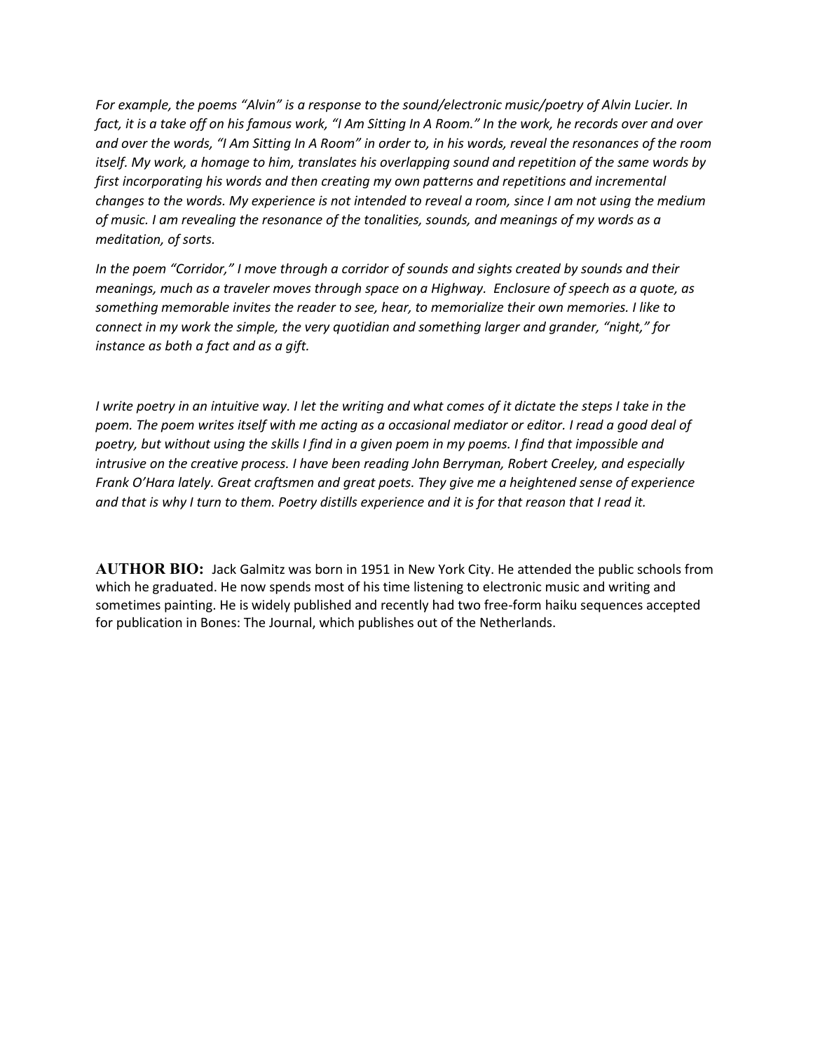*For example, the poems "Alvin" is a response to the sound/electronic music/poetry of Alvin Lucier. In fact, it is a take off on his famous work, "I Am Sitting In A Room." In the work, he records over and over and over the words, "I Am Sitting In A Room" in order to, in his words, reveal the resonances of the room itself. My work, a homage to him, translates his overlapping sound and repetition of the same words by first incorporating his words and then creating my own patterns and repetitions and incremental changes to the words. My experience is not intended to reveal a room, since I am not using the medium of music. I am revealing the resonance of the tonalities, sounds, and meanings of my words as a meditation, of sorts.*

*In the poem "Corridor," I move through a corridor of sounds and sights created by sounds and their meanings, much as a traveler moves through space on a Highway. Enclosure of speech as a quote, as something memorable invites the reader to see, hear, to memorialize their own memories. I like to connect in my work the simple, the very quotidian and something larger and grander, "night," for instance as both a fact and as a gift.*

*I write poetry in an intuitive way. I let the writing and what comes of it dictate the steps I take in the poem. The poem writes itself with me acting as a occasional mediator or editor. I read a good deal of poetry, but without using the skills I find in a given poem in my poems. I find that impossible and intrusive on the creative process. I have been reading John Berryman, Robert Creeley, and especially Frank O'Hara lately. Great craftsmen and great poets. They give me a heightened sense of experience and that is why I turn to them. Poetry distills experience and it is for that reason that I read it.*

**AUTHOR BIO:** Jack Galmitz was born in 1951 in New York City. He attended the public schools from which he graduated. He now spends most of his time listening to electronic music and writing and sometimes painting. He is widely published and recently had two free-form haiku sequences accepted for publication in Bones: The Journal, which publishes out of the Netherlands.